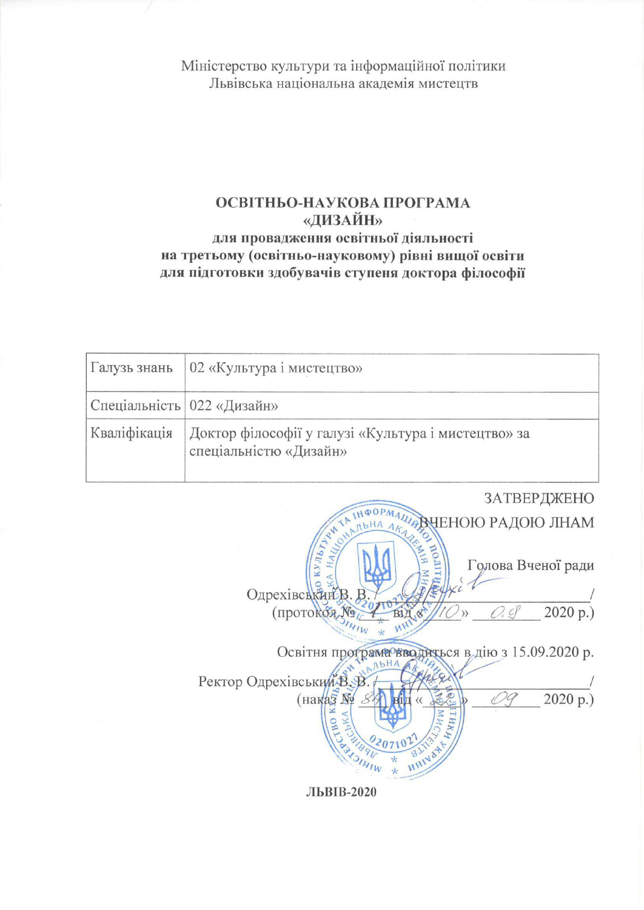Міністерство культури та інформаційної політики
Львівська національна академія мистецтв

# ОСВІТНЬО-НАУКОВА ПРОГРАМА
# «ДИЗАЙН»
## для провадження освітньої діяльності на третьому (освітньо-науковому) рівні вищої освіти для підготовки здобувачів ступеня доктора філософії

| | |
|---|---|
| Галузь знань | 02 «Культура і мистецтво» |
| Спеціальність | 022 «Дизайн» |
| Кваліфікація | Доктор філософії у галузі «Культура і мистецтво» за спеціальністю «Дизайн» |

ЗАТВЕРДЖЕНО
ВЧЕНОЮ РАДОЮ ЛНАМ

Голова Вченої ради
Одрехівський В. В. /____________________/
(протокол № 1 від « 10 » 08 2020 р.)

Освітня програма вводиться в дію з 15.09.2020 р.

Ректор Одрехівський В. В. /____________________/
(наказ № 84 від « __ » 09 2020 р.)

ЛЬВІВ-2020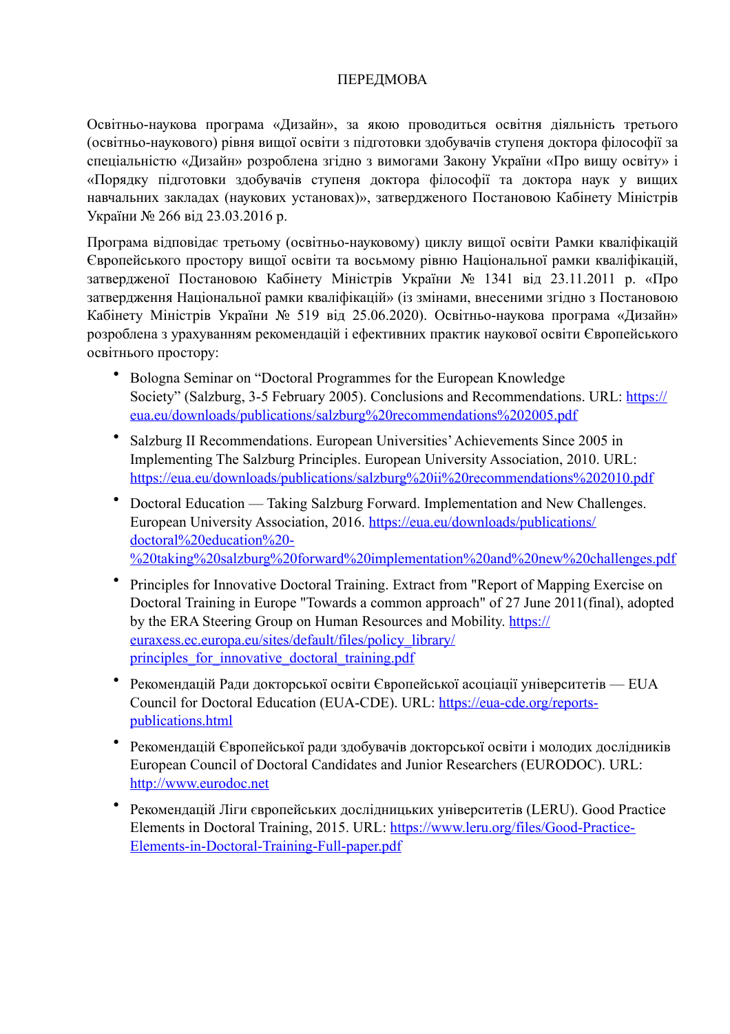# ПЕРЕДМОВА

Освітньо-наукова програма «Дизайн», за якою проводиться освітня діяльність третього (освітньо-наукового) рівня вищої освіти з підготовки здобувачів ступеня доктора філософії за спеціальністю «Дизайн» розроблена згідно з вимогами Закону України «Про вищу освіту» і «Порядку підготовки здобувачів ступеня доктора філософії та доктора наук у вищих навчальних закладах (наукових установах)», затвердженого Постановою Кабінету Міністрів України № 266 від 23.03.2016 р.

Програма відповідає третьому (освітньо-науковому) циклу вищої освіти Рамки кваліфікацій Європейського простору вищої освіти та восьмому рівню Національної рамки кваліфікацій, затвердженої Постановою Кабінету Міністрів України № 1341 від 23.11.2011 р. «Про затвердження Національної рамки кваліфікацій» (із змінами, внесеними згідно з Постановою Кабінету Міністрів України № 519 від 25.06.2020). Освітньо-наукова програма «Дизайн» розроблена з урахуванням рекомендацій і ефективних практик наукової освіти Європейського освітнього простору:

- Bologna Seminar on "Doctoral Programmes for the European Knowledge Society" (Salzburg, 3-5 February 2005). Conclusions and Recommendations. URL: https://eua.eu/downloads/publications/salzburg%20recommendations%202005.pdf
- Salzburg II Recommendations. European Universities' Achievements Since 2005 in Implementing The Salzburg Principles. European University Association, 2010. URL: https://eua.eu/downloads/publications/salzburg%20ii%20recommendations%202010.pdf
- Doctoral Education — Taking Salzburg Forward. Implementation and New Challenges. European University Association, 2016. https://eua.eu/downloads/publications/doctoral%20education%20-%20taking%20salzburg%20forward%20implementation%20and%20new%20challenges.pdf
- Principles for Innovative Doctoral Training. Extract from "Report of Mapping Exercise on Doctoral Training in Europe "Towards a common approach" of 27 June 2011(final), adopted by the ERA Steering Group on Human Resources and Mobility. https://euraxess.ec.europa.eu/sites/default/files/policy_library/principles_for_innovative_doctoral_training.pdf
- Рекомендацій Ради докторської освіти Європейської асоціації університетів — EUA Council for Doctoral Education (EUA-CDE). URL: https://eua-cde.org/reports-publications.html
- Рекомендацій Європейської ради здобувачів докторської освіти і молодих дослідників European Council of Doctoral Candidates and Junior Researchers (EURODOC). URL: http://www.eurodoc.net
- Рекомендацій Ліги європейських дослідницьких університетів (LERU). Good Practice Elements in Doctoral Training, 2015. URL: https://www.leru.org/files/Good-Practice-Elements-in-Doctoral-Training-Full-paper.pdf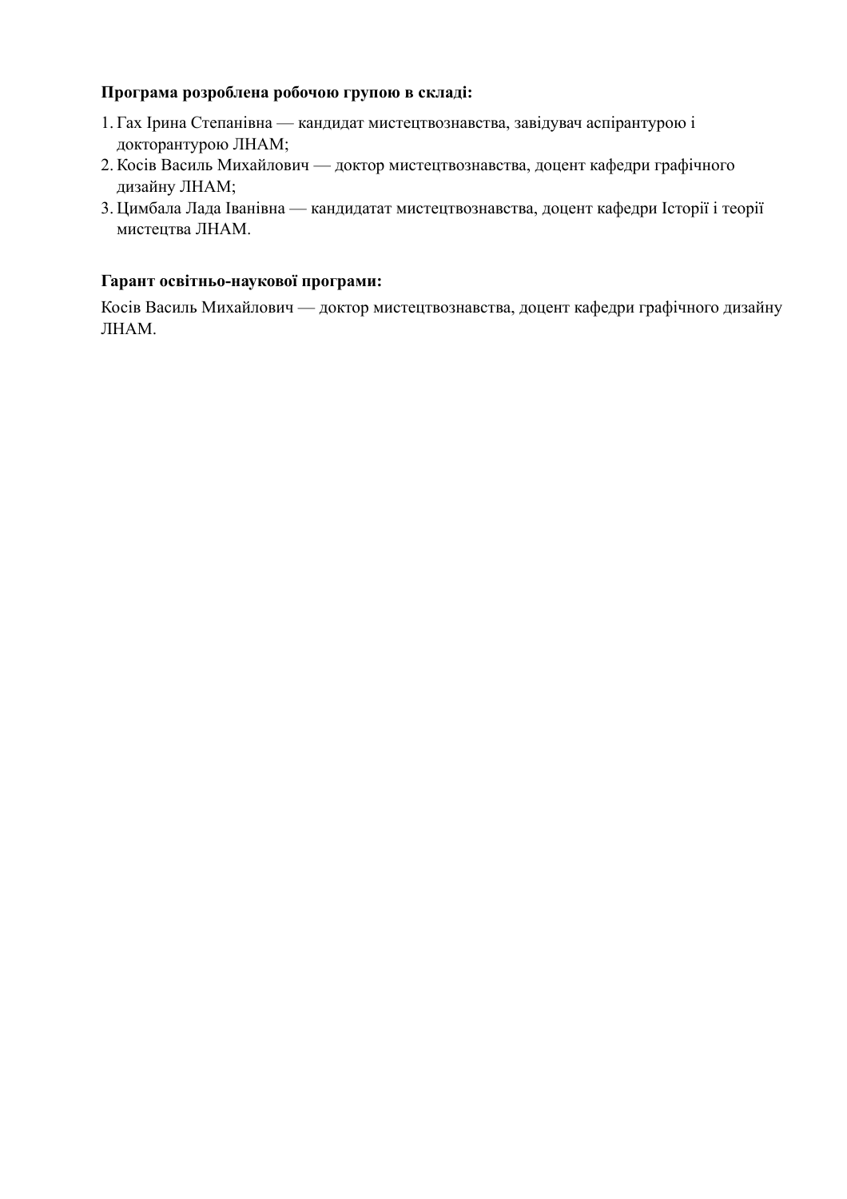**Програма розроблена робочою групою в складі:**

1. Гах Ірина Степанівна — кандидат мистецтвознавства, завідувач аспірантурою і докторантурою ЛНАМ;
2. Косів Василь Михайлович — доктор мистецтвознавства, доцент кафедри графічного дизайну ЛНАМ;
3. Цимбала Лада Іванівна — кандидатат мистецтвознавства, доцент кафедри Історії і теорії мистецтва ЛНАМ.

**Гарант освітньо-наукової програми:**

Косів Василь Михайлович — доктор мистецтвознавства, доцент кафедри графічного дизайну ЛНАМ.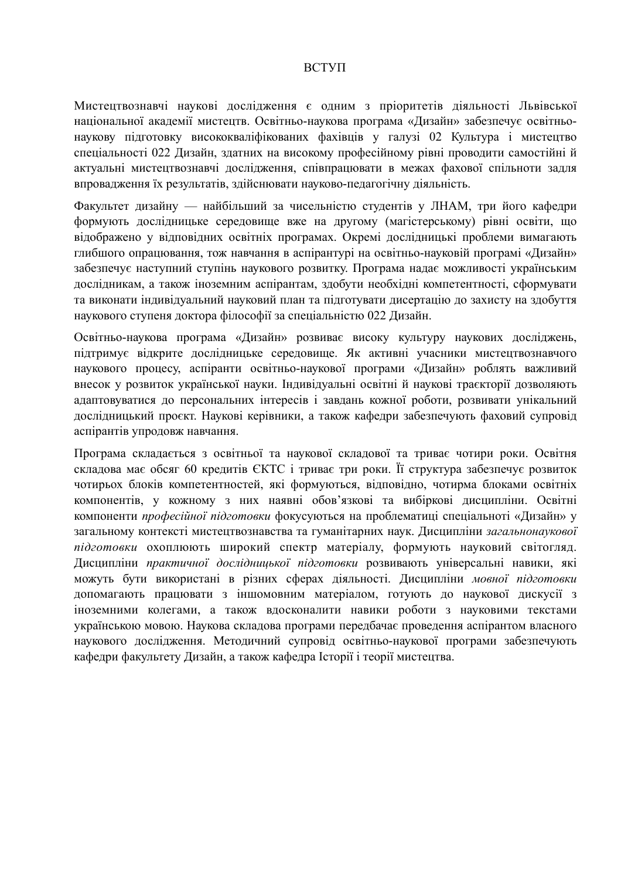# ВСТУП

Мистецтвознавчі наукові дослідження є одним з пріоритетів діяльності Львівської національної академії мистецтв. Освітньо-наукова програма «Дизайн» забезпечує освітньо-наукову підготовку висококваліфікованих фахівців у галузі 02 Культура і мистецтво спеціальності 022 Дизайн, здатних на високому професійному рівні проводити самостійні й актуальні мистецтвознавчі дослідження, співпрацювати в межах фахової спільноти задля впровадження їх результатів, здійснювати науково-педагогічну діяльність.

Факультет дизайну — найбільший за чисельністю студентів у ЛНАМ, три його кафедри формують дослідницьке середовище вже на другому (магістерському) рівні освіти, що відображено у відповідних освітніх програмах. Окремі дослідницькі проблеми вимагають глибшого опрацювання, тож навчання в аспірантурі на освітньо-науковій програмі «Дизайн» забезпечує наступний ступінь наукового розвитку. Програма надає можливості українським дослідникам, а також іноземним аспірантам, здобути необхідні компетентності, сформувати та виконати індивідуальний науковий план та підготувати дисертацію до захисту на здобуття наукового ступеня доктора філософії за спеціальністю 022 Дизайн.

Освітньо-наукова програма «Дизайн» розвиває високу культуру наукових досліджень, підтримує відкрите дослідницьке середовище. Як активні учасники мистецтвознавчого наукового процесу, аспіранти освітньо-наукової програми «Дизайн» роблять важливий внесок у розвиток української науки. Індивідуальні освітні й наукові траєкторії дозволяють адаптовуватися до персональних інтересів і завдань кожної роботи, розвивати унікальний дослідницький проєкт. Наукові керівники, а також кафедри забезпечують фаховий супровід аспірантів упродовж навчання.

Програма складається з освітньої та наукової складової та триває чотири роки. Освітня складова має обсяг 60 кредитів ЄКТС і триває три роки. Її структура забезпечує розвиток чотирьох блоків компетентностей, які формуються, відповідно, чотирма блоками освітніх компонентів, у кожному з них наявні обов'язкові та вибіркові дисципліни. Освітні компоненти *професійної підготовки* фокусуються на проблематиці спеціальноті «Дизайн» у загальному контексті мистецтвознавства та гуманітарних наук. Дисципліни *загальнонаукової підготовки* охоплюють широкий спектр матеріалу, формують науковий світогляд. Дисципліни *практичної дослідницької підготовки* розвивають універсальні навики, які можуть бути використані в різних сферах діяльності. Дисципліни *мовної підготовки* допомагають працювати з іншомовним матеріалом, готують до наукової дискусії з іноземними колегами, а також вдосконалити навики роботи з науковими текстами українською мовою. Наукова складова програми передбачає проведення аспірантом власного наукового дослідження. Методичний супровід освітньо-наукової програми забезпечують кафедри факультету Дизайн, а також кафедра Історії і теорії мистецтва.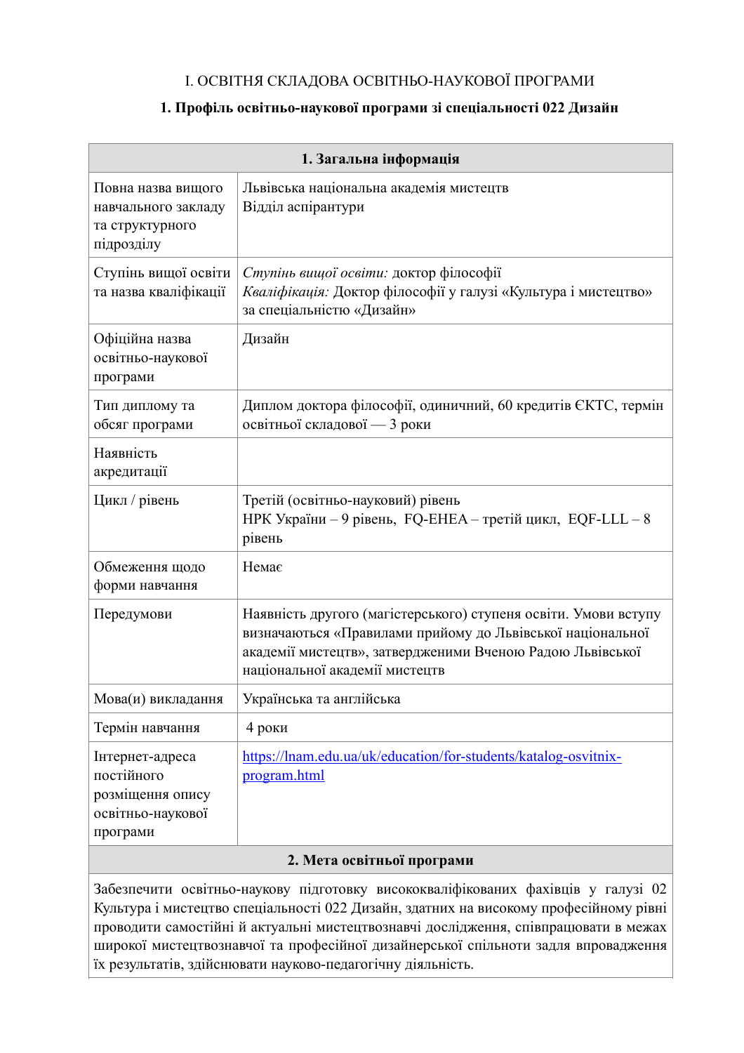I. ОСВІТНЯ СКЛАДОВА ОСВІТНЬО-НАУКОВОЇ ПРОГРАМИ

**1. Профіль освітньо-наукової програми зі спеціальності 022 Дизайн**

| **1. Загальна інформація** | |
|---|---|
| Повна назва вищого навчального закладу та структурного підрозділу | Львівська національна академія мистецтв<br>Відділ аспірантури |
| Ступінь вищої освіти та назва кваліфікації | *Ступінь вищої освіти:* доктор філософії<br>*Кваліфікація:* Доктор філософії у галузі «Культура і мистецтво» за спеціальністю «Дизайн» |
| Офіційна назва освітньо-наукової програми | Дизайн |
| Тип диплому та обсяг програми | Диплом доктора філософії, одиничний, 60 кредитів ЄКТС, термін освітньої складової — 3 роки |
| Наявність акредитації | |
| Цикл / рівень | Третій (освітньо-науковий) рівень<br>НРК України – 9 рівень, FQ-EHEA – третій цикл, EQF-LLL – 8 рівень |
| Обмеження щодо форми навчання | Немає |
| Передумови | Наявність другого (магістерського) ступеня освіти. Умови вступу визначаються «Правилами прийому до Львівської національної академії мистецтв», затвердженими Вченою Радою Львівської національної академії мистецтв |
| Мова(и) викладання | Українська та англійська |
| Термін навчання | 4 роки |
| Інтернет-адреса постійного розміщення опису освітньо-наукової програми | [https://lnam.edu.ua/uk/education/for-students/katalog-osvitnix-program.html](https://lnam.edu.ua/uk/education/for-students/katalog-osvitnix-program.html) |

| **2. Мета освітньої програми** |
|---|
| Забезпечити освітньо-наукову підготовку висококваліфікованих фахівців у галузі 02 Культура і мистецтво спеціальності 022 Дизайн, здатних на високому професійному рівні проводити самостійні й актуальні мистецтвознавчі дослідження, співпрацювати в межах широкої мистецтвознавчої та професійної дизайнерської спільноти задля впровадження їх результатів, здійснювати науково-педагогічну діяльність. |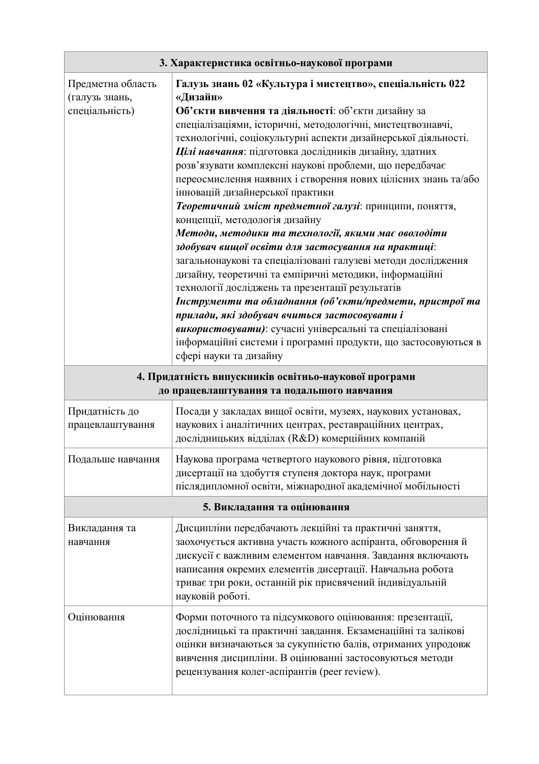| 3. Характеристика освітньо-наукової програми | |
|---|---|
| Предметна область (галузь знань, спеціальність) | **Галузь знань 02 «Культура і мистецтво», спеціальність 022 «Дизайн»** <br> **Об'єкти вивчення та діяльності**: об'єкти дизайну за спеціалізаціями, історичні, методологічні, мистецтвознавчі, технологічні, соціокультурні аспекти дизайнерської діяльності. <br> ***Цілі навчання***: підготовка дослідників дизайну, здатних розв'язувати комплексні наукові проблеми, що передбачає переосмислення наявних і створення нових цілісних знань та/або інновацій дизайнерської практики <br> ***Теоретичний зміст предметної галузі***: принципи, поняття, концепції, методологія дизайну <br> ***Методи, методики та технології, якими має оволодіти здобувач вищої освіти для застосування на практиці***: загальнонаукові та спеціалізовані галузеві методи дослідження дизайну, теоретичні та емпіричні методики, інформаційні технології досліджень та презентації результатів <br> ***Інструменти та обладнання (об'єкти/предмети, пристрої та прилади, які здобувач вчиться застосовувати і використовувати)***: сучасні універсальні та спеціалізовані інформаційні системи і програмні продукти, що застосовуються в сфері науки та дизайну |
| **4. Придатність випускників освітньо-наукової програми до працевлаштування та подальшого навчання** | |
| Придатність до працевлаштування | Посади у закладах вищої освіти, музеях, наукових установах, наукових і аналітичних центрах, реставраційних центрах, дослідницьких відділах (R&D) комерційних компаній |
| Подальше навчання | Наукова програма четвертого наукового рівня, підготовка дисертації на здобуття ступеня доктора наук, програми післядипломної освіти, міжнародної академічної мобільності |
| **5. Викладання та оцінювання** | |
| Викладання та навчання | Дисципліни передбачають лекційні та практичні заняття, заохочується активна участь кожного аспіранта, обговорення й дискусії є важливим елементом навчання. Завдання включають написання окремих елементів дисертації. Навчальна робота триває три роки, останній рік присвячений індивідуальній науковій роботі. |
| Оцінювання | Форми поточного та підсумкового оцінювання: презентації, дослідницькі та практичні завдання. Екзаменаційні та залікові оцінки визначаються за сукупністю балів, отриманих упродовж вивчення дисципліни. В оцінюванні застосовуються методи рецензування колег-аспірантів (peer review). |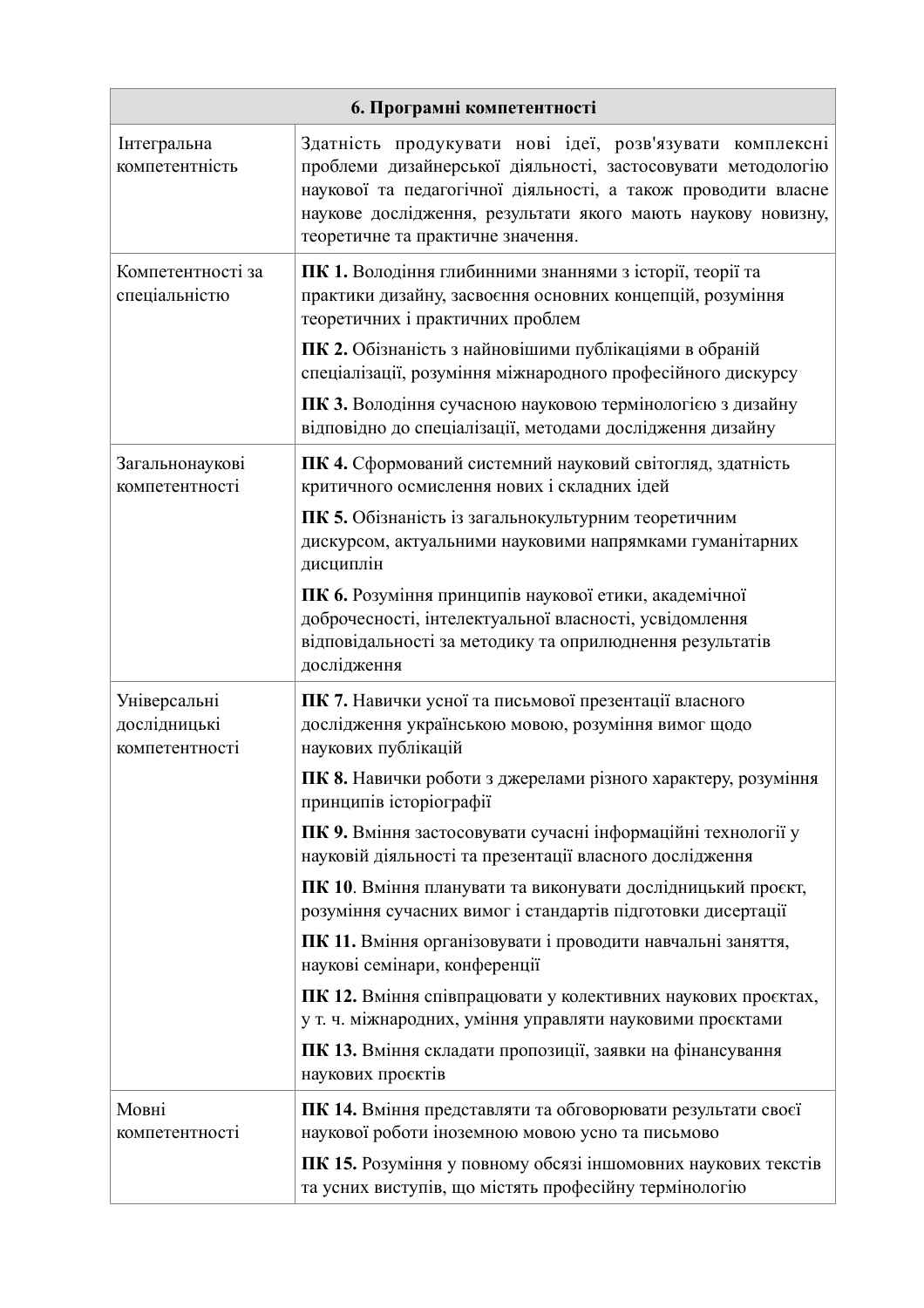| 6. Програмні компетентності | |
|---|---|
| Інтегральна компетентність | Здатність продукувати нові ідеї, розв'язувати комплексні проблеми дизайнерської діяльності, застосовувати методологію наукової та педагогічної діяльності, а також проводити власне наукове дослідження, результати якого мають наукову новизну, теоретичне та практичне значення. |
| Компетентності за спеціальністю | **ПК 1.** Володіння глибинними знаннями з історії, теорії та практики дизайну, засвоєння основних концепцій, розуміння теоретичних і практичних проблем |
| | **ПК 2.** Обізнаність з найновішими публікаціями в обраній спеціалізації, розуміння міжнародного професійного дискурсу |
| | **ПК 3.** Володіння сучасною науковою термінологією з дизайну відповідно до спеціалізації, методами дослідження дизайну |
| Загальнонаукові компетентності | **ПК 4.** Сформований системний науковий світогляд, здатність критичного осмислення нових і складних ідей |
| | **ПК 5.** Обізнаність із загальнокультурним теоретичним дискурсом, актуальними науковими напрямками гуманітарних дисциплін |
| | **ПК 6.** Розуміння принципів наукової етики, академічної доброчесності, інтелектуальної власності, усвідомлення відповідальності за методику та оприлюднення результатів дослідження |
| Універсальні дослідницькі компетентності | **ПК 7.** Навички усної та письмової презентації власного дослідження українською мовою, розуміння вимог щодо наукових публікацій |
| | **ПК 8.** Навички роботи з джерелами різного характеру, розуміння принципів історіографії |
| | **ПК 9.** Вміння застосовувати сучасні інформаційні технології у науковій діяльності та презентації власного дослідження |
| | **ПК 10**. Вміння планувати та виконувати дослідницький проєкт, розуміння сучасних вимог і стандартів підготовки дисертації |
| | **ПК 11.** Вміння організовувати і проводити навчальні заняття, наукові семінари, конференції |
| | **ПК 12.** Вміння співпрацювати у колективних наукових проєктах, у т. ч. міжнародних, уміння управляти науковими проєктами |
| | **ПК 13.** Вміння складати пропозиції, заявки на фінансування наукових проєктів |
| Мовні компетентності | **ПК 14.** Вміння представляти та обговорювати результати своєї наукової роботи іноземною мовою усно та письмово |
| | **ПК 15.** Розуміння у повному обсязі іншомовних наукових текстів та усних виступів, що містять професійну термінологію |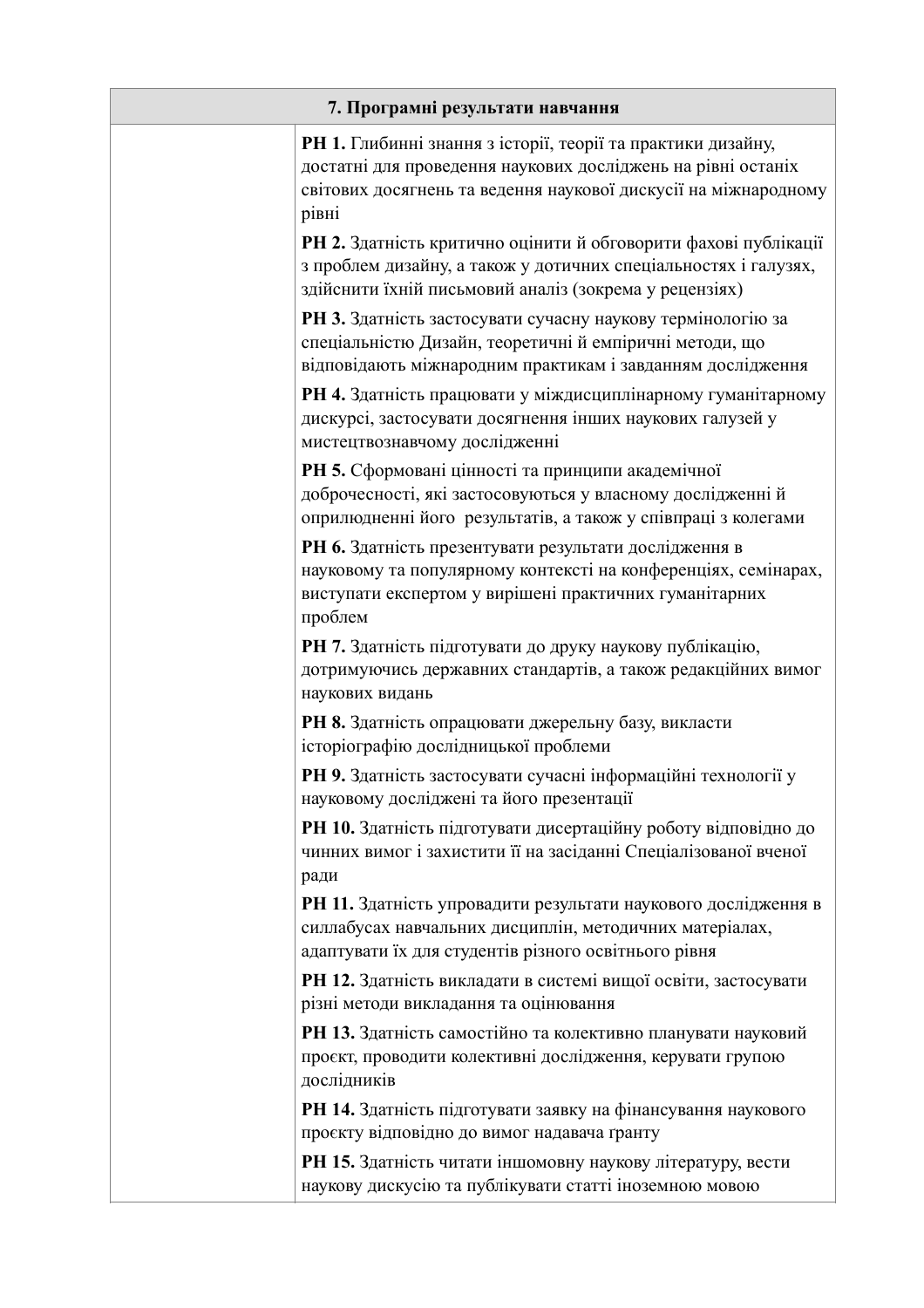| 7. Програмні результати навчання | |
|---|---|
| | **РН 1.** Глибинні знання з історії, теорії та практики дизайну, достатні для проведення наукових досліджень на рівні останіх світових досягнень та ведення наукової дискусії на міжнародному рівні |
| | **РН 2.** Здатність критично оцінити й обговорити фахові публікації з проблем дизайну, а також у дотичних спеціальностях і галузях, здійснити їхній письмовий аналіз (зокрема у рецензіях) |
| | **РН 3.** Здатність застосувати сучасну наукову термінологію за спеціальністю Дизайн, теоретичні й емпіричні методи, що відповідають міжнародним практикам і завданням дослідження |
| | **РН 4.** Здатність працювати у міждисциплінарному гуманітарному дискурсі, застосувати досягнення інших наукових галузей у мистецтвознавчому дослідженні |
| | **РН 5.** Сформовані цінності та принципи академічної доброчесності, які застосовуються у власному дослідженні й оприлюдненні його результатів, а також у співпраці з колегами |
| | **РН 6.** Здатність презентувати результати дослідження в науковому та популярному контексті на конференціях, семінарах, виступати експертом у вирішені практичних гуманітарних проблем |
| | **РН 7.** Здатність підготувати до друку наукову публікацію, дотримуючись державних стандартів, а також редакційних вимог наукових видань |
| | **РН 8.** Здатність опрацювати джерельну базу, викласти історіографію дослідницької проблеми |
| | **РН 9.** Здатність застосувати сучасні інформаційні технології у науковому дослідженні та його презентації |
| | **РН 10.** Здатність підготувати дисертаційну роботу відповідно до чинних вимог і захистити її на засіданні Спеціалізованої вченої ради |
| | **РН 11.** Здатність упровадити результати наукового дослідження в силлабусах навчальних дисциплін, методичних матеріалах, адаптувати їх для студентів різного освітнього рівня |
| | **РН 12.** Здатність викладати в системі вищої освіти, застосувати різні методи викладання та оцінювання |
| | **РН 13.** Здатність самостійно та колективно планувати науковий проєкт, проводити колективні дослідження, керувати групою дослідників |
| | **РН 14.** Здатність підготувати заявку на фінансування наукового проєкту відповідно до вимог надавача ґранту |
| | **РН 15.** Здатність читати іншомовну наукову літературу, вести наукову дискусію та публікувати статті іноземною мовою |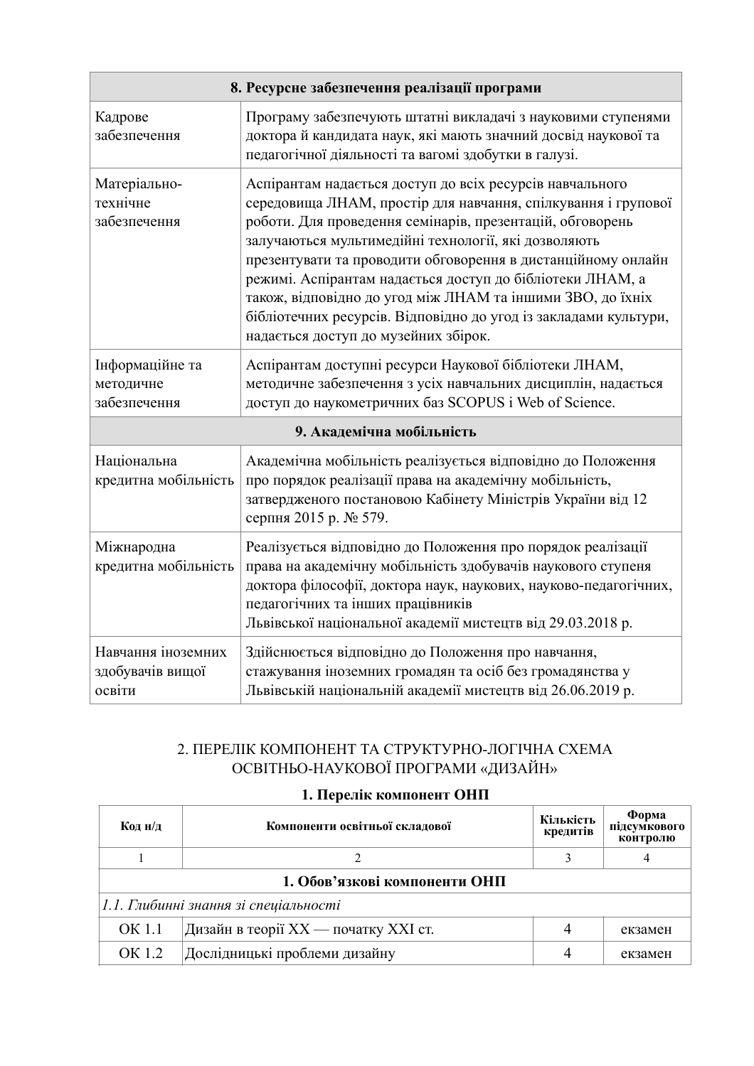| 8. Ресурсне забезпечення реалізації програми | |
|---|---|
| Кадрове забезпечення | Програму забезпечують штатні викладачі з науковими ступенями доктора й кандидата наук, які мають значний досвід наукової та педагогічної діяльності та вагомі здобутки в галузі. |
| Матеріально-технічне забезпечення | Аспірантам надається доступ до всіх ресурсів навчального середовища ЛНАМ, простір для навчання, спілкування і групової роботи. Для проведення семінарів, презентацій, обговорень залучаються мультимедійні технології, які дозволяють презентувати та проводити обговорення в дистанційному онлайн режимі. Аспірантам надається доступ до бібліотеки ЛНАМ, а також, відповідно до угод між ЛНАМ та іншими ЗВО, до їхніх бібліотечних ресурсів. Відповідно до угод із закладами культури, надається доступ до музейних збірок. |
| Інформаційне та методичне забезпечення | Аспірантам доступні ресурси Наукової бібліотеки ЛНАМ, методичне забезпечення з усіх навчальних дисциплін, надається доступ до наукометричних баз SCOPUS і Web of Science. |
| **9. Академічна мобільність** | |
| Національна кредитна мобільність | Академічна мобільність реалізується відповідно до Положення про порядок реалізації права на академічну мобільність, затвердженого постановою Кабінету Міністрів України від 12 серпня 2015 р. № 579. |
| Міжнародна кредитна мобільність | Реалізується відповідно до Положення про порядок реалізації права на академічну мобільність здобувачів наукового ступеня доктора філософії, доктора наук, наукових, науково-педагогічних, педагогічних та інших працівників Львівської національної академії мистецтв від 29.03.2018 р. |
| Навчання іноземних здобувачів вищої освіти | Здійснюється відповідно до Положення про навчання, стажування іноземних громадян та осіб без громадянства у Львівській національній академії мистецтв від 26.06.2019 р. |

## 2. ПЕРЕЛІК КОМПОНЕНТ ТА СТРУКТУРНО-ЛОГІЧНА СХЕМА ОСВІТНЬО-НАУКОВОЇ ПРОГРАМИ «ДИЗАЙН»

### 1. Перелік компонент ОНП

| Код н/д | Компоненти освітньої складової | Кількість кредитів | Форма підсумкового контролю |
|---|---|---|---|
| 1 | 2 | 3 | 4 |
| **1. Обов'язкові компоненти ОНП** | | | |
| *1.1. Глибинні знання зі спеціальності* | | | |
| ОК 1.1 | Дизайн в теорії XX — початку XXI ст. | 4 | екзамен |
| ОК 1.2 | Дослідницькі проблеми дизайну | 4 | екзамен |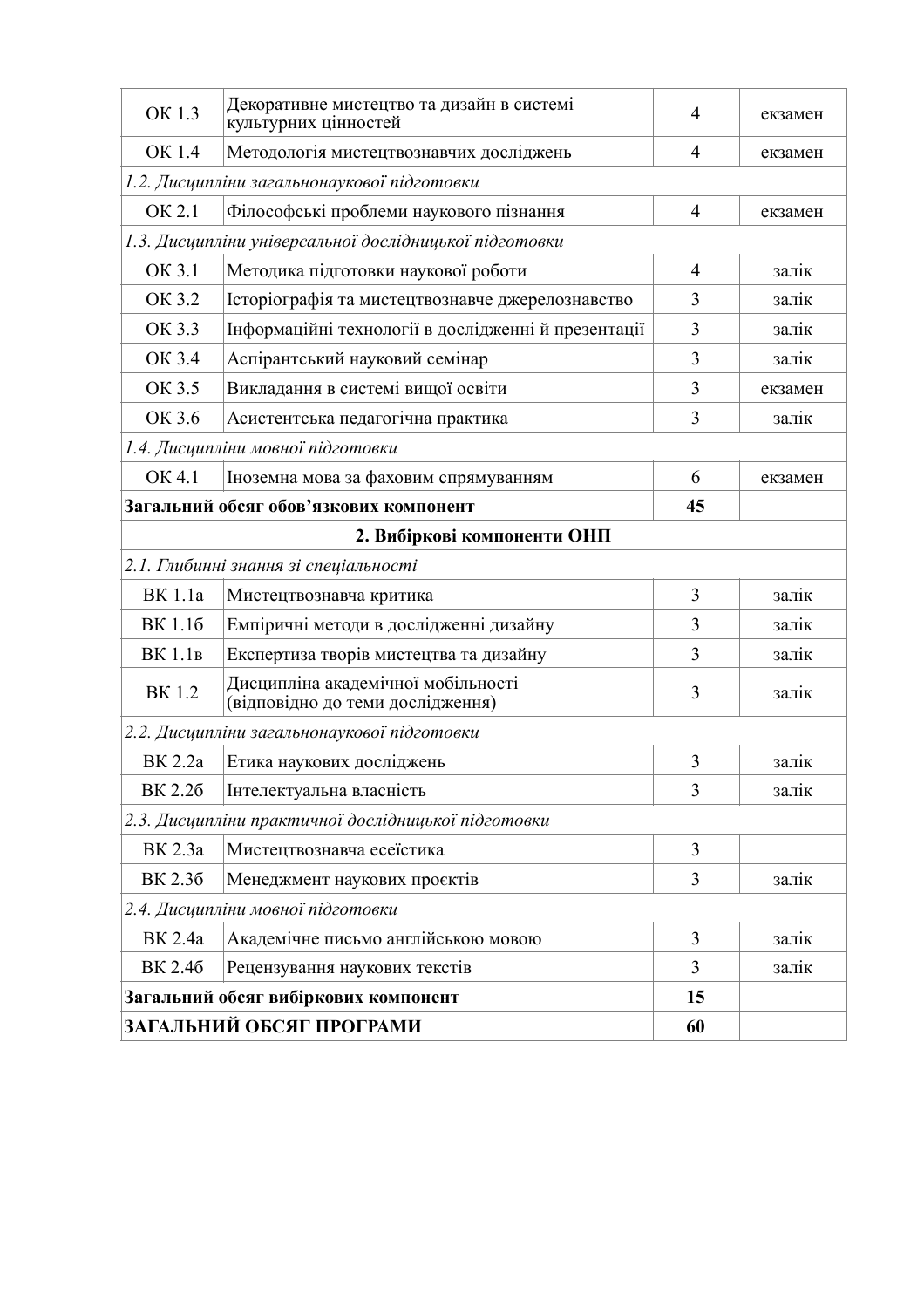| | | | |
|---|---|---|---|
| ОК 1.3 | Декоративне мистецтво та дизайн в системі культурних цінностей | 4 | екзамен |
| ОК 1.4 | Методологія мистецтвознавчих досліджень | 4 | екзамен |
| *1.2. Дисципліни загальнонаукової підготовки* | | | |
| ОК 2.1 | Філософські проблеми наукового пізнання | 4 | екзамен |
| *1.3. Дисципліни універсальної дослідницької підготовки* | | | |
| ОК 3.1 | Методика підготовки наукової роботи | 4 | залік |
| ОК 3.2 | Історіографія та мистецтвознавче джерелознавство | 3 | залік |
| ОК 3.3 | Інформаційні технології в дослідженні й презентації | 3 | залік |
| ОК 3.4 | Аспірантський науковий семінар | 3 | залік |
| ОК 3.5 | Викладання в системі вищої освіти | 3 | екзамен |
| ОК 3.6 | Асистентська педагогічна практика | 3 | залік |
| *1.4. Дисципліни мовної підготовки* | | | |
| ОК 4.1 | Іноземна мова за фаховим спрямуванням | 6 | екзамен |
| **Загальний обсяг обов'язкових компонент** | | **45** | |
| **2. Вибіркові компоненти ОНП** | | | |
| *2.1. Глибинні знання зі спеціальності* | | | |
| ВК 1.1а | Мистецтвознавча критика | 3 | залік |
| ВК 1.1б | Емпіричні методи в дослідженні дизайну | 3 | залік |
| ВК 1.1в | Експертиза творів мистецтва та дизайну | 3 | залік |
| ВК 1.2 | Дисципліна академічної мобільності (відповідно до теми дослідження) | 3 | залік |
| *2.2. Дисципліни загальнонаукової підготовки* | | | |
| ВК 2.2а | Етика наукових досліджень | 3 | залік |
| ВК 2.2б | Інтелектуальна власність | 3 | залік |
| *2.3. Дисципліни практичної дослідницької підготовки* | | | |
| ВК 2.3а | Мистецтвознавча есеїстика | 3 | |
| ВК 2.3б | Менеджмент наукових проєктів | 3 | залік |
| *2.4. Дисципліни мовної підготовки* | | | |
| ВК 2.4а | Академічне письмо англійською мовою | 3 | залік |
| ВК 2.4б | Рецензування наукових текстів | 3 | залік |
| **Загальний обсяг вибіркових компонент** | | **15** | |
| **ЗАГАЛЬНИЙ ОБСЯГ ПРОГРАМИ** | | **60** | |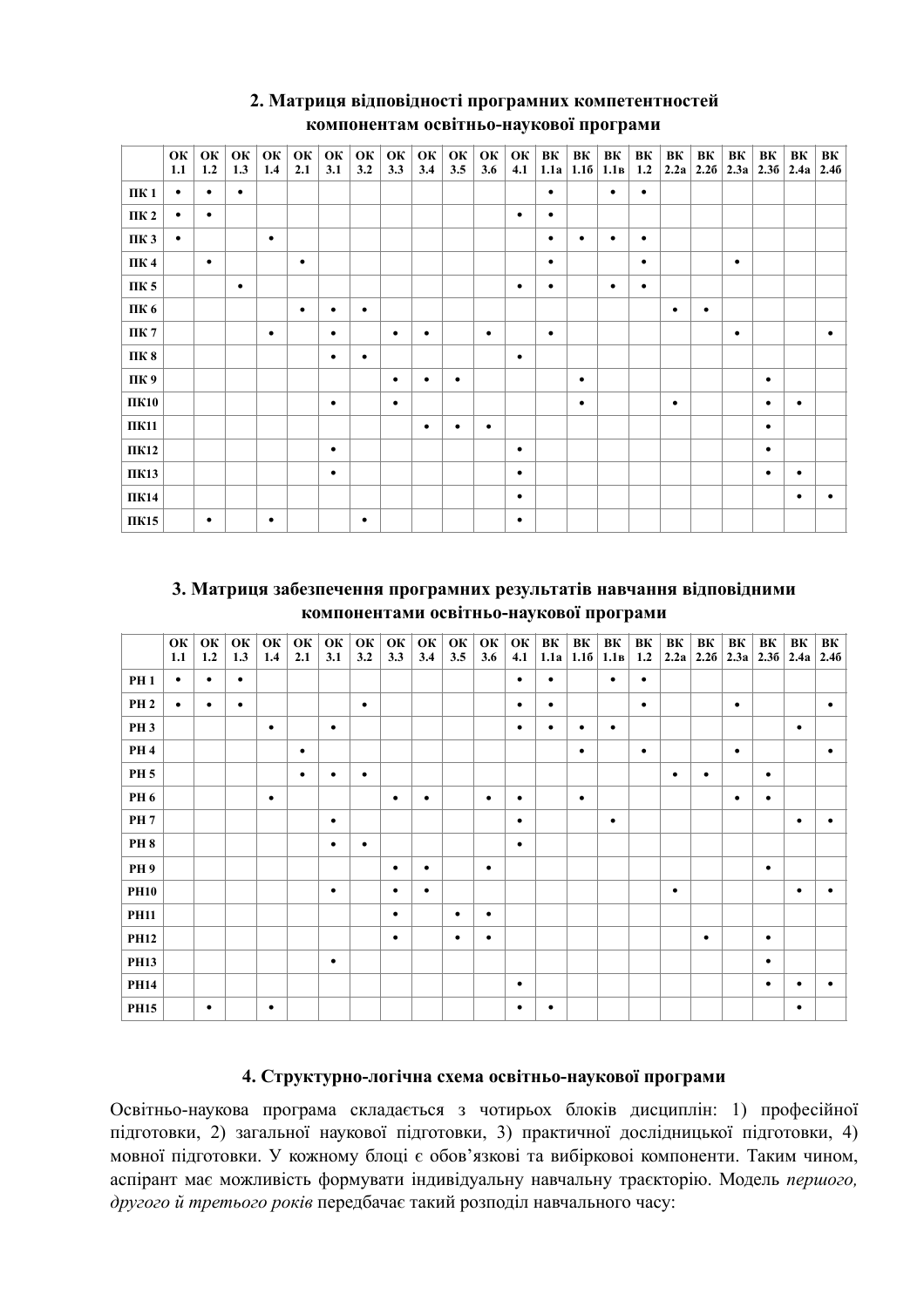## 2. Матриця відповідності програмних компетентностей компонентам освітньо-наукової програми

| | ОК 1.1 | ОК 1.2 | ОК 1.3 | ОК 1.4 | ОК 2.1 | ОК 3.1 | ОК 3.2 | ОК 3.3 | ОК 3.4 | ОК 3.5 | ОК 3.6 | ОК 4.1 | ВК 1.1а | ВК 1.1б | ВК 1.1в | ВК 1.2 | ВК 2.2а | ВК 2.2б | ВК 2.3а | ВК 2.3б | ВК 2.4а | ВК 2.4б |
|---|---|---|---|---|---|---|---|---|---|---|---|---|---|---|---|---|---|---|---|---|---|---|
| ПК 1 | • | • | • | | | | | | | | | | • | | • | • | | | | | | |
| ПК 2 | • | • | | | | | | | | | | • | • | | | | | | | | | |
| ПК 3 | • | | | • | | | | | | | | | • | • | • | • | | | | | | |
| ПК 4 | | • | | | • | | | | | | | | • | | | • | | | • | | | |
| ПК 5 | | | • | | | | | | | | | • | • | | • | • | | | | | | |
| ПК 6 | | | | | • | • | • | | | | | | | | | | • | • | | | | |
| ПК 7 | | | | • | | • | | • | • | | • | | • | | | | | | • | | | • |
| ПК 8 | | | | | | • | • | | | | | • | | | | | | | | | | |
| ПК 9 | | | | | | | | • | • | • | | | | • | | | | | | • | | |
| ПК10 | | | | | | • | | • | | | | | | • | | | • | | | • | • | |
| ПК11 | | | | | | | | | • | • | • | | | | | | | | | • | | |
| ПК12 | | | | | | • | | | | | | • | | | | | | | | • | | |
| ПК13 | | | | | | • | | | | | | • | | | | | | | | • | • | |
| ПК14 | | | | | | | | | | | | • | | | | | | | | | • | • |
| ПК15 | | • | | • | | | • | | | | | • | | | | | | | | | | |

## 3. Матриця забезпечення програмних результатів навчання відповідними компонентами освітньо-наукової програми

| | ОК 1.1 | ОК 1.2 | ОК 1.3 | ОК 1.4 | ОК 2.1 | ОК 3.1 | ОК 3.2 | ОК 3.3 | ОК 3.4 | ОК 3.5 | ОК 3.6 | ОК 4.1 | ВК 1.1а | ВК 1.1б | ВК 1.1в | ВК 1.2 | ВК 2.2а | ВК 2.2б | ВК 2.3а | ВК 2.3б | ВК 2.4а | ВК 2.4б |
|---|---|---|---|---|---|---|---|---|---|---|---|---|---|---|---|---|---|---|---|---|---|---|
| РН 1 | • | • | • | | | | | | | | | • | • | | • | • | | | | | | |
| РН 2 | • | • | • | | | | • | | | | | • | • | | | • | | | • | | | • |
| РН 3 | | | | • | | • | | | | | | • | • | • | • | | | | | | • | |
| РН 4 | | | | | • | | | | | | | | | • | | • | | | • | | | • |
| РН 5 | | | | | • | • | • | | | | | | | | | | • | • | | • | | |
| РН 6 | | | | • | | | | • | • | | • | • | | • | | | | | • | • | | |
| РН 7 | | | | | | • | | | | | | • | | | • | | | | | | • | • |
| РН 8 | | | | | | • | • | | | | | • | | | | | | | | | | |
| РН 9 | | | | | | | | • | • | | • | | | | | | | | | • | | |
| РН10 | | | | | | • | | • | • | | | | | | | | • | | | | • | • |
| РН11 | | | | | | | | • | | • | • | | | | | | | | | | | |
| РН12 | | | | | | | | • | | • | • | | | | | | | • | | • | | |
| РН13 | | | | | | • | | | | | | | | | | | | | | • | | |
| РН14 | | | | | | | | | | | | • | | | | | | | | • | • | • |
| РН15 | | • | | • | | | | | | | | • | • | | | | | | | | • | |

## 4. Структурно-логічна схема освітньо-наукової програми

Освітньо-наукова програма складається з чотирьох блоків дисциплін: 1) професійної підготовки, 2) загальної наукової підготовки, 3) практичної дослідницької підготовки, 4) мовної підготовки. У кожному блоці є обов'язкові та вибіркової компоненти. Таким чином, аспірант має можливість формувати індивідуальну навчальну траєкторію. Модель *першого, другого й третього років* передбачає такий розподіл навчального часу: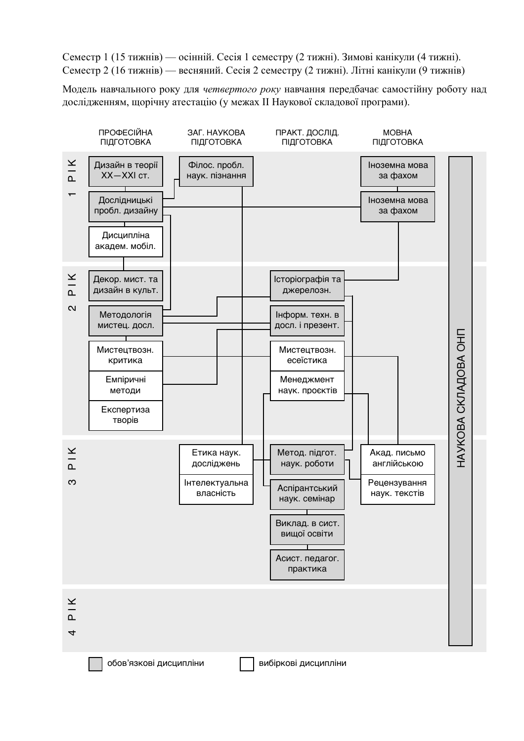Семестр 1 (15 тижнів) — осінній. Сесія 1 семестру (2 тижні). Зимові канікули (4 тижні).
Семестр 2 (16 тижнів) — весняний. Сесія 2 семестру (2 тижні). Літні канікули (9 тижнів)

Модель навчального року для *четвертого року* навчання передбачає самостійну роботу над дослідженням, щорічну атестацію (у межах II Наукової складової програми).

| | ПРОФЕСІЙНА ПІДГОТОВКА | ЗАГ. НАУКОВА ПІДГОТОВКА | ПРАКТ. ДОСЛІД. ПІДГОТОВКА | МОВНА ПІДГОТОВКА | |
|---|---|---|---|---|---|
| 1 РІК | Дизайн в теорії XX—XXI ст.; Дослідницькі пробл. дизайну; Дисципліна академ. мобіл. | Філос. пробл. наук. пізнання | | Іноземна мова за фахом; Іноземна мова за фахом | НАУКОВА СКЛАДОВА ОНП |
| 2 РІК | Декор. мист. та дизайн в культ.; Методологія мистец. досл.; Мистецтвозн. критика; Емпіричні методи; Експертиза творів | | Історіографія та джерелозн.; Інформ. техн. в досл. і презент.; Мистецтвозн. есеїстика; Менеджмент наук. проєктів | | НАУКОВА СКЛАДОВА ОНП |
| 3 РІК | | Етика наук. досліджень; Інтелектуальна власність | Метод. підгот. наук. роботи; Аспірантський наук. семінар; Виклад. в сист. вищої освіти; Асист. педагог. практика | Акад. письмо англійською; Рецензування наук. текстів | НАУКОВА СКЛАДОВА ОНП |
| 4 РІК | | | | | НАУКОВА СКЛАДОВА ОНП |

обов'язкові дисципліни: Дизайн в теорії XX—XXI ст.; Дослідницькі пробл. дизайну; Філос. пробл. наук. пізнання; Іноземна мова за фахом (1 семестр); Іноземна мова за фахом (2 семестр); Декор. мист. та дизайн в культ.; Методологія мистец. досл.; Історіографія та джерелозн.; Інформ. техн. в досл. і презент.; Метод. підгот. наук. роботи; Аспірантський наук. семінар; Виклад. в сист. вищої освіти; Асист. педагог. практика; НАУКОВА СКЛАДОВА ОНП

вибіркові дисципліни: Дисципліна академ. мобіл.; Мистецтвозн. критика; Емпіричні методи; Експертиза творів; Мистецтвозн. есеїстика; Менеджмент наук. проєктів; Етика наук. досліджень; Інтелектуальна власність; Акад. письмо англійською; Рецензування наук. текстів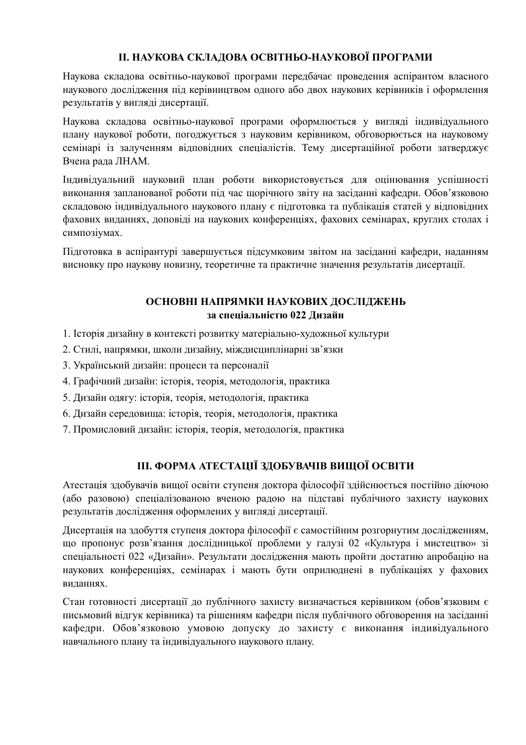## II. НАУКОВА СКЛАДОВА ОСВІТНЬО-НАУКОВОЇ ПРОГРАМИ

Наукова складова освітньо-наукової програми передбачає проведення аспірантом власного наукового дослідження під керівництвом одного або двох наукових керівників і оформлення результатів у вигляді дисертації.

Наукова складова освітньо-наукової програми оформлюється у вигляді індивідуального плану наукової роботи, погоджується з науковим керівником, обговорюється на науковому семінарі із залученням відповідних спеціалістів. Тему дисертаційної роботи затверджує Вчена рада ЛНАМ.

Індивідуальний науковий план роботи використовується для оцінювання успішності виконання запланованої роботи під час щорічного звіту на засіданні кафедри. Обов'язковою складовою індивідуального наукового плану є підготовка та публікація статей у відповідних фахових виданнях, доповіді на наукових конференціях, фахових семінарах, круглих столах і симпозіумах.

Підготовка в аспірантурі завершується підсумковим звітом на засіданні кафедри, наданням висновку про наукову новизну, теоретичне та практичне значення результатів дисертації.

### ОСНОВНІ НАПРЯМКИ НАУКОВИХ ДОСЛІДЖЕНЬ
**за спеціальністю 022 Дизайн**

1. Історія дизайну в контексті розвитку матеріально-художньої культури
2. Стилі, напрямки, школи дизайну, міждисциплінарні зв'язки
3. Український дизайн: процеси та персоналії
4. Графічний дизайн: історія, теорія, методологія, практика
5. Дизайн одягу: історія, теорія, методологія, практика
6. Дизайн середовища: історія, теорія, методологія, практика
7. Промисловий дизайн: історія, теорія, методологія, практика

## III. ФОРМА АТЕСТАЦІЇ ЗДОБУВАЧІВ ВИЩОЇ ОСВІТИ

Атестація здобувачів вищої освіти ступеня доктора філософії здійснюється постійно діючою (або разовою) спеціалізованою вченою радою на підставі публічного захисту наукових результатів дослідження оформлених у вигляді дисертації.

Дисертація на здобуття ступеня доктора філософії є самостійним розгорнутим дослідженням, що пропонує розв'язання дослідницької проблеми у галузі 02 «Культура і мистецтво» зі спеціальності 022 «Дизайн». Результати дослідження мають пройти достатню апробацію на наукових конференціях, семінарах і мають бути оприлюднені в публікаціях у фахових виданнях.

Стан готовності дисертації до публічного захисту визначається керівником (обов'язковим є письмовий відгук керівника) та рішенням кафедри після публічного обговорення на засіданні кафедри. Обов'язковою умовою допуску до захисту є виконання індивідуального навчального плану та індивідуального наукового плану.